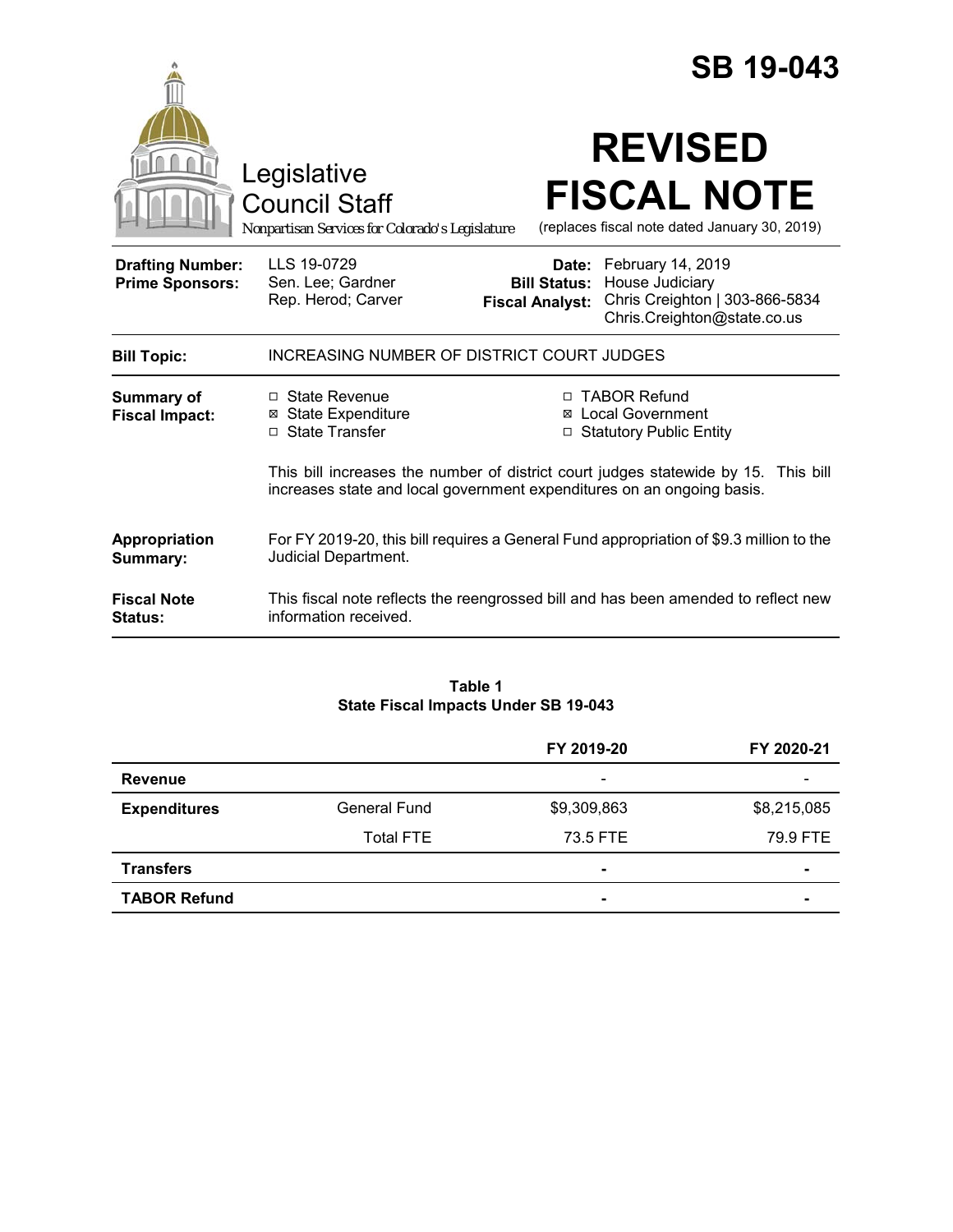# SB 19-043

Legislative Council Staff

*Nonpartisan Services for Colorado's Legislature*

# REVISED FISCAL NOTE

(replaces fiscal note dated January 30, 2019)

| | | | |
|---|---|---|---|
| **Drafting Number:** | LLS 19-0729 | **Date:** | February 14, 2019 |
| **Prime Sponsors:** | Sen. Lee; Gardner<br>Rep. Herod; Carver | **Bill Status:** | House Judiciary |
| | | **Fiscal Analyst:** | Chris Creighton \| 303-866-5834<br>Chris.Creighton@state.co.us |

**Bill Topic:** INCREASING NUMBER OF DISTRICT COURT JUDGES

**Summary of Fiscal Impact:**

- ☐ State Revenue
- ☒ State Expenditure
- ☐ State Transfer
- ☐ TABOR Refund
- ☒ Local Government
- ☐ Statutory Public Entity

This bill increases the number of district court judges statewide by 15. This bill increases state and local government expenditures on an ongoing basis.

**Appropriation Summary:** For FY 2019-20, this bill requires a General Fund appropriation of $9.3 million to the Judicial Department.

**Fiscal Note Status:** This fiscal note reflects the reengrossed bill and has been amended to reflect new information received.

**Table 1**
**State Fiscal Impacts Under SB 19-043**

| | | FY 2019-20 | FY 2020-21 |
|---|---|---|---|
| **Revenue** | | - | - |
| **Expenditures** | General Fund | $9,309,863 | $8,215,085 |
| | Total FTE | 73.5 FTE | 79.9 FTE |
| **Transfers** | | - | - |
| **TABOR Refund** | | - | - |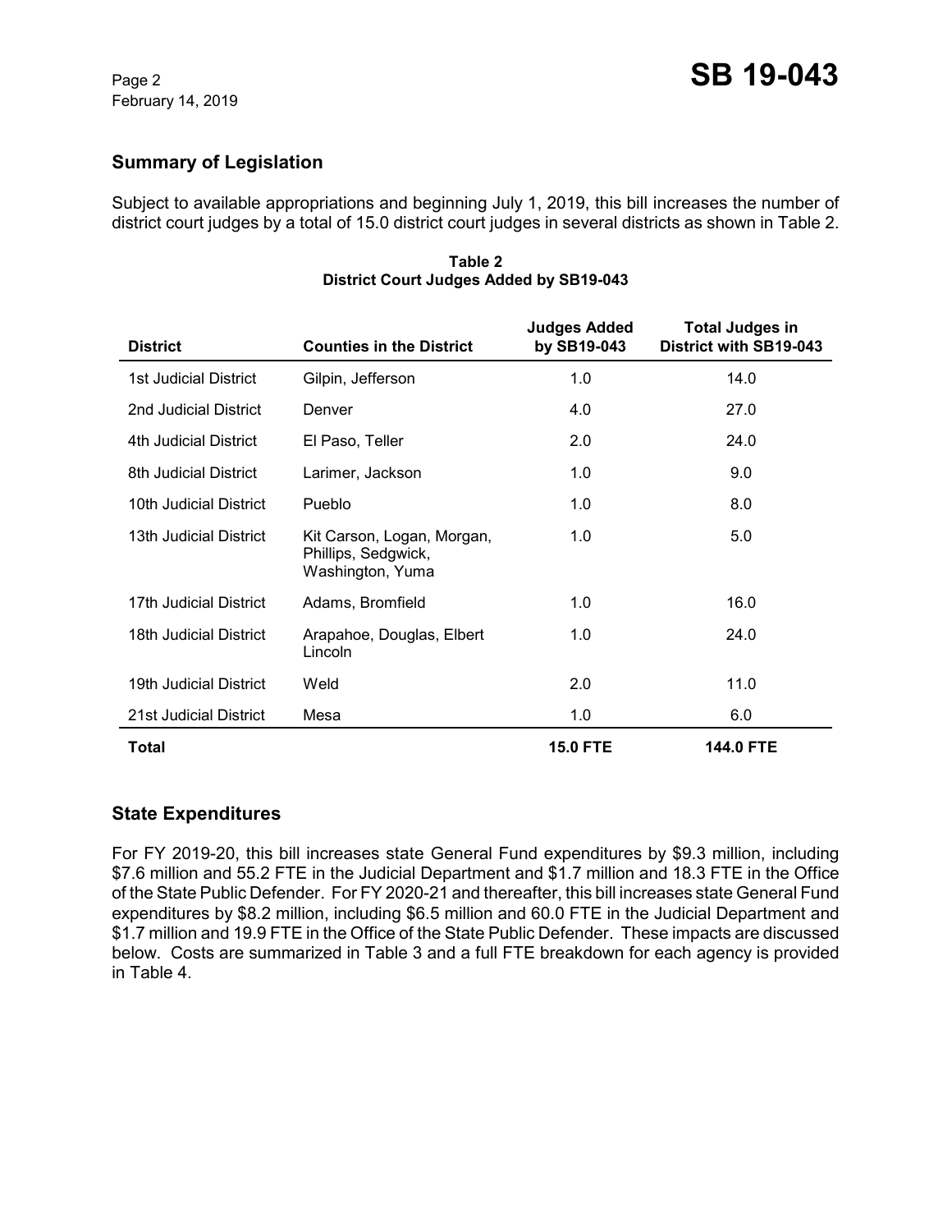## Summary of Legislation

Subject to available appropriations and beginning July 1, 2019, this bill increases the number of district court judges by a total of 15.0 district court judges in several districts as shown in Table 2.

**Table 2**
**District Court Judges Added by SB19-043**

| District | Counties in the District | Judges Added by SB19-043 | Total Judges in District with SB19-043 |
|---|---|---|---|
| 1st Judicial District | Gilpin, Jefferson | 1.0 | 14.0 |
| 2nd Judicial District | Denver | 4.0 | 27.0 |
| 4th Judicial District | El Paso, Teller | 2.0 | 24.0 |
| 8th Judicial District | Larimer, Jackson | 1.0 | 9.0 |
| 10th Judicial District | Pueblo | 1.0 | 8.0 |
| 13th Judicial District | Kit Carson, Logan, Morgan, Phillips, Sedgwick, Washington, Yuma | 1.0 | 5.0 |
| 17th Judicial District | Adams, Bromfield | 1.0 | 16.0 |
| 18th Judicial District | Arapahoe, Douglas, Elbert Lincoln | 1.0 | 24.0 |
| 19th Judicial District | Weld | 2.0 | 11.0 |
| 21st Judicial District | Mesa | 1.0 | 6.0 |
| **Total** | | **15.0 FTE** | **144.0 FTE** |

## State Expenditures

For FY 2019-20, this bill increases state General Fund expenditures by $9.3 million, including $7.6 million and 55.2 FTE in the Judicial Department and $1.7 million and 18.3 FTE in the Office of the State Public Defender. For FY 2020-21 and thereafter, this bill increases state General Fund expenditures by $8.2 million, including $6.5 million and 60.0 FTE in the Judicial Department and $1.7 million and 19.9 FTE in the Office of the State Public Defender. These impacts are discussed below. Costs are summarized in Table 3 and a full FTE breakdown for each agency is provided in Table 4.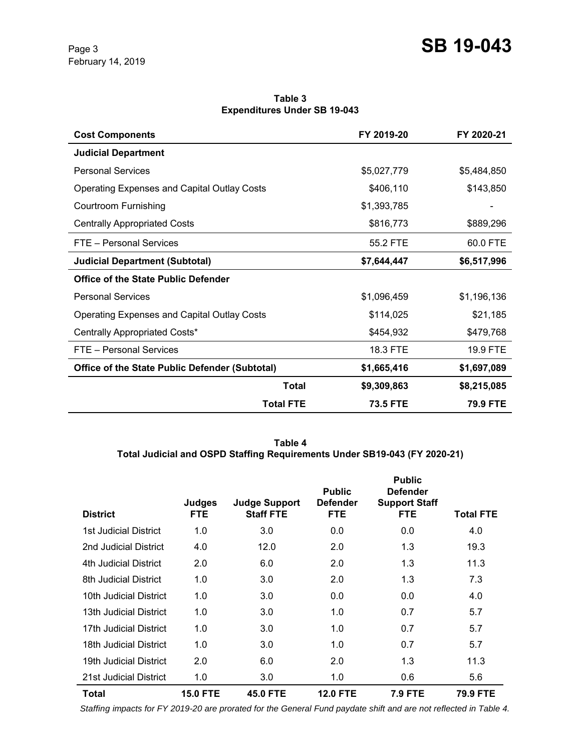**Table 3**
**Expenditures Under SB 19-043**

| Cost Components | FY 2019-20 | FY 2020-21 |
|---|---|---|
| **Judicial Department** | | |
| Personal Services | $5,027,779 | $5,484,850 |
| Operating Expenses and Capital Outlay Costs | $406,110 | $143,850 |
| Courtroom Furnishing | $1,393,785 | - |
| Centrally Appropriated Costs | $816,773 | $889,296 |
| FTE – Personal Services | 55.2 FTE | 60.0 FTE |
| **Judicial Department (Subtotal)** | **$7,644,447** | **$6,517,996** |
| **Office of the State Public Defender** | | |
| Personal Services | $1,096,459 | $1,196,136 |
| Operating Expenses and Capital Outlay Costs | $114,025 | $21,185 |
| Centrally Appropriated Costs* | $454,932 | $479,768 |
| FTE – Personal Services | 18.3 FTE | 19.9 FTE |
| **Office of the State Public Defender (Subtotal)** | **$1,665,416** | **$1,697,089** |
| **Total** | **$9,309,863** | **$8,215,085** |
| **Total FTE** | **73.5 FTE** | **79.9 FTE** |

**Table 4**
**Total Judicial and OSPD Staffing Requirements Under SB19-043 (FY 2020-21)**

| District | Judges FTE | Judge Support Staff FTE | Public Defender FTE | Public Defender Support Staff FTE | Total FTE |
|---|---|---|---|---|---|
| 1st Judicial District | 1.0 | 3.0 | 0.0 | 0.0 | 4.0 |
| 2nd Judicial District | 4.0 | 12.0 | 2.0 | 1.3 | 19.3 |
| 4th Judicial District | 2.0 | 6.0 | 2.0 | 1.3 | 11.3 |
| 8th Judicial District | 1.0 | 3.0 | 2.0 | 1.3 | 7.3 |
| 10th Judicial District | 1.0 | 3.0 | 0.0 | 0.0 | 4.0 |
| 13th Judicial District | 1.0 | 3.0 | 1.0 | 0.7 | 5.7 |
| 17th Judicial District | 1.0 | 3.0 | 1.0 | 0.7 | 5.7 |
| 18th Judicial District | 1.0 | 3.0 | 1.0 | 0.7 | 5.7 |
| 19th Judicial District | 2.0 | 6.0 | 2.0 | 1.3 | 11.3 |
| 21st Judicial District | 1.0 | 3.0 | 1.0 | 0.6 | 5.6 |
| **Total** | **15.0 FTE** | **45.0 FTE** | **12.0 FTE** | **7.9 FTE** | **79.9 FTE** |

*Staffing impacts for FY 2019-20 are prorated for the General Fund paydate shift and are not reflected in Table 4.*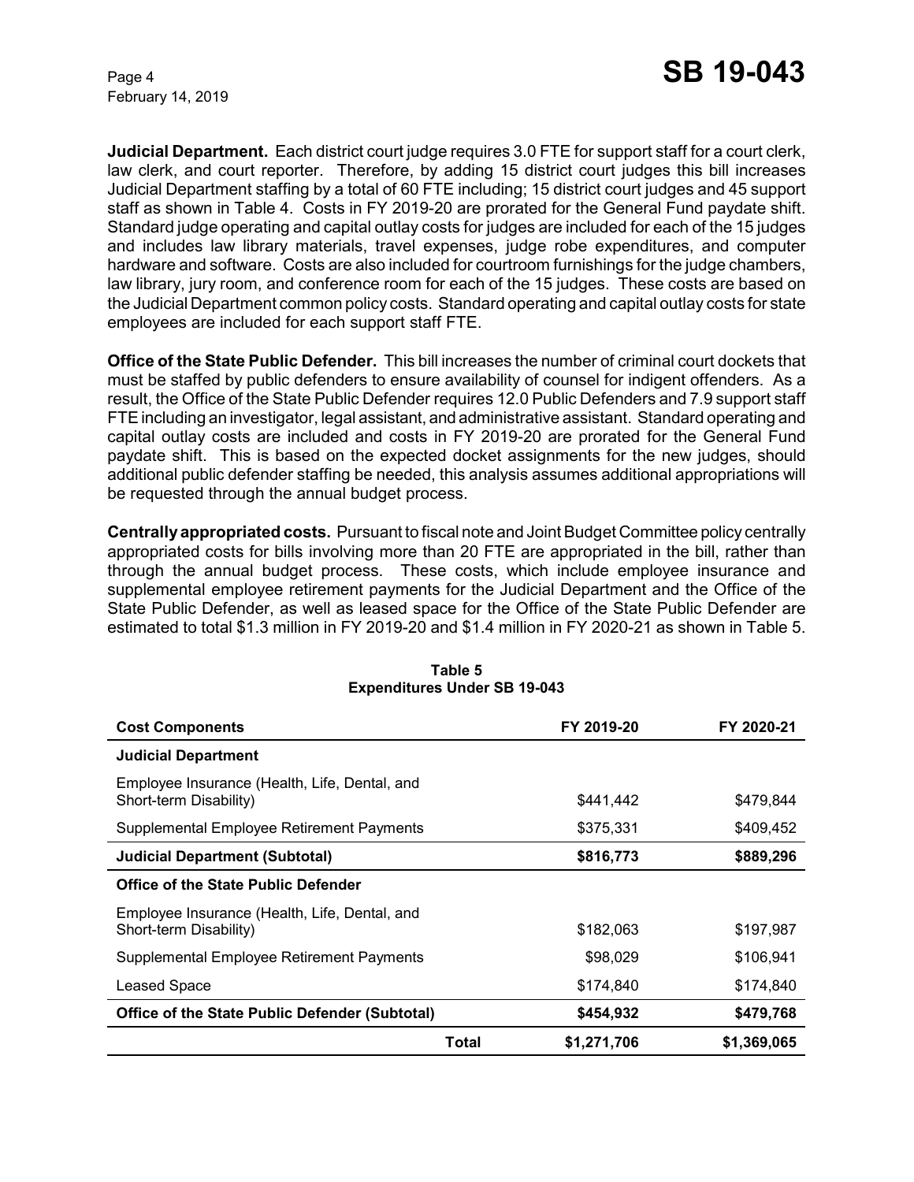**Judicial Department.** Each district court judge requires 3.0 FTE for support staff for a court clerk, law clerk, and court reporter. Therefore, by adding 15 district court judges this bill increases Judicial Department staffing by a total of 60 FTE including; 15 district court judges and 45 support staff as shown in Table 4. Costs in FY 2019-20 are prorated for the General Fund paydate shift. Standard judge operating and capital outlay costs for judges are included for each of the 15 judges and includes law library materials, travel expenses, judge robe expenditures, and computer hardware and software. Costs are also included for courtroom furnishings for the judge chambers, law library, jury room, and conference room for each of the 15 judges. These costs are based on the Judicial Department common policy costs. Standard operating and capital outlay costs for state employees are included for each support staff FTE.

**Office of the State Public Defender.** This bill increases the number of criminal court dockets that must be staffed by public defenders to ensure availability of counsel for indigent offenders. As a result, the Office of the State Public Defender requires 12.0 Public Defenders and 7.9 support staff FTE including an investigator, legal assistant, and administrative assistant. Standard operating and capital outlay costs are included and costs in FY 2019-20 are prorated for the General Fund paydate shift. This is based on the expected docket assignments for the new judges, should additional public defender staffing be needed, this analysis assumes additional appropriations will be requested through the annual budget process.

**Centrally appropriated costs.** Pursuant to fiscal note and Joint Budget Committee policy centrally appropriated costs for bills involving more than 20 FTE are appropriated in the bill, rather than through the annual budget process. These costs, which include employee insurance and supplemental employee retirement payments for the Judicial Department and the Office of the State Public Defender, as well as leased space for the Office of the State Public Defender are estimated to total $1.3 million in FY 2019-20 and $1.4 million in FY 2020-21 as shown in Table 5.

**Table 5**
**Expenditures Under SB 19-043**

| Cost Components | FY 2019-20 | FY 2020-21 |
|---|---|---|
| **Judicial Department** | | |
| Employee Insurance (Health, Life, Dental, and Short-term Disability) | $441,442 | $479,844 |
| Supplemental Employee Retirement Payments | $375,331 | $409,452 |
| **Judicial Department (Subtotal)** | **$816,773** | **$889,296** |
| **Office of the State Public Defender** | | |
| Employee Insurance (Health, Life, Dental, and Short-term Disability) | $182,063 | $197,987 |
| Supplemental Employee Retirement Payments | $98,029 | $106,941 |
| Leased Space | $174,840 | $174,840 |
| **Office of the State Public Defender (Subtotal)** | **$454,932** | **$479,768** |
| **Total** | **$1,271,706** | **$1,369,065** |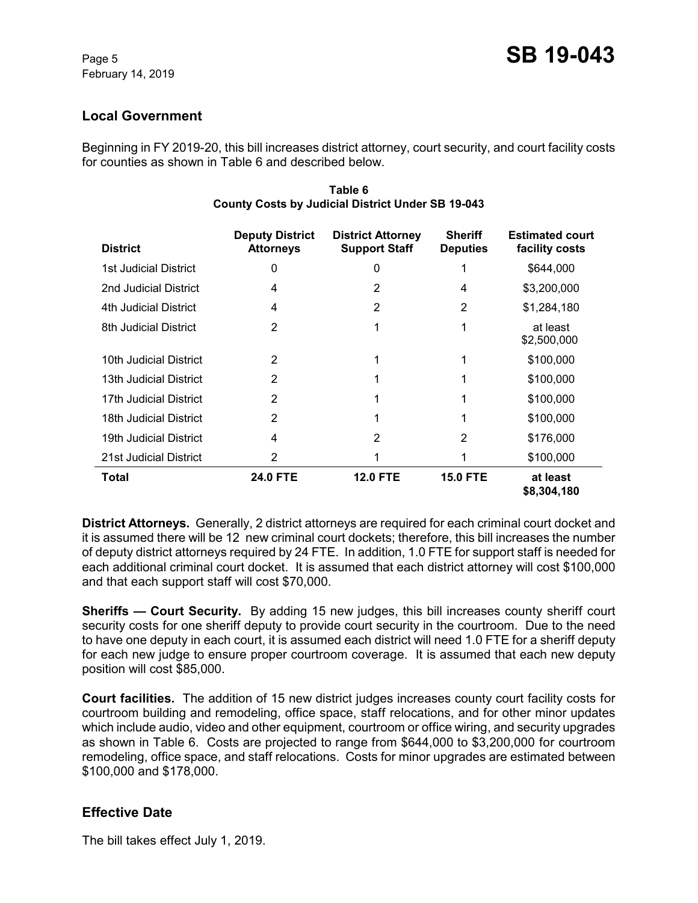## Local Government

Beginning in FY 2019-20, this bill increases district attorney, court security, and court facility costs for counties as shown in Table 6 and described below.

**Table 6**
**County Costs by Judicial District Under SB 19-043**

| District | Deputy District Attorneys | District Attorney Support Staff | Sheriff Deputies | Estimated court facility costs |
|---|---|---|---|---|
| 1st Judicial District | 0 | 0 | 1 | $644,000 |
| 2nd Judicial District | 4 | 2 | 4 | $3,200,000 |
| 4th Judicial District | 4 | 2 | 2 | $1,284,180 |
| 8th Judicial District | 2 | 1 | 1 | at least $2,500,000 |
| 10th Judicial District | 2 | 1 | 1 | $100,000 |
| 13th Judicial District | 2 | 1 | 1 | $100,000 |
| 17th Judicial District | 2 | 1 | 1 | $100,000 |
| 18th Judicial District | 2 | 1 | 1 | $100,000 |
| 19th Judicial District | 4 | 2 | 2 | $176,000 |
| 21st Judicial District | 2 | 1 | 1 | $100,000 |
| **Total** | **24.0 FTE** | **12.0 FTE** | **15.0 FTE** | **at least $8,304,180** |

**District Attorneys.** Generally, 2 district attorneys are required for each criminal court docket and it is assumed there will be 12 new criminal court dockets; therefore, this bill increases the number of deputy district attorneys required by 24 FTE. In addition, 1.0 FTE for support staff is needed for each additional criminal court docket. It is assumed that each district attorney will cost $100,000 and that each support staff will cost $70,000.

**Sheriffs — Court Security.** By adding 15 new judges, this bill increases county sheriff court security costs for one sheriff deputy to provide court security in the courtroom. Due to the need to have one deputy in each court, it is assumed each district will need 1.0 FTE for a sheriff deputy for each new judge to ensure proper courtroom coverage. It is assumed that each new deputy position will cost $85,000.

**Court facilities.** The addition of 15 new district judges increases county court facility costs for courtroom building and remodeling, office space, staff relocations, and for other minor updates which include audio, video and other equipment, courtroom or office wiring, and security upgrades as shown in Table 6. Costs are projected to range from $644,000 to $3,200,000 for courtroom remodeling, office space, and staff relocations. Costs for minor upgrades are estimated between $100,000 and $178,000.

## Effective Date

The bill takes effect July 1, 2019.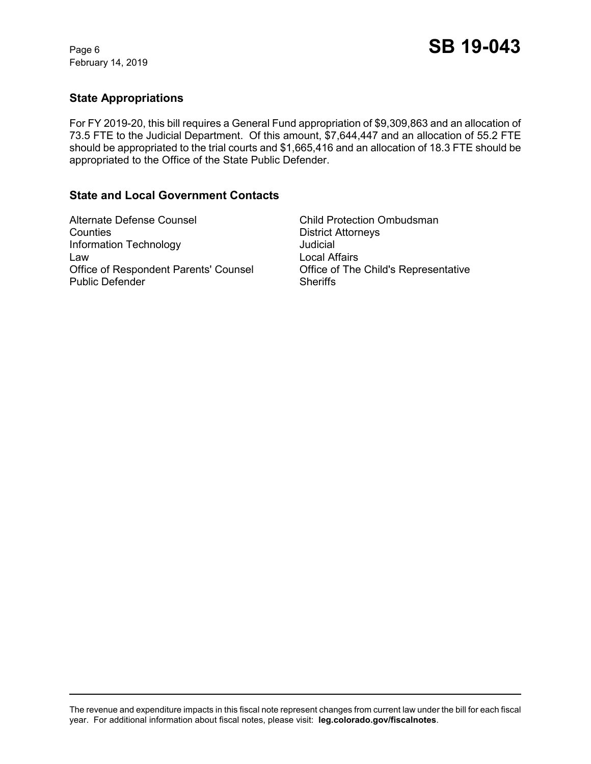## State Appropriations

For FY 2019-20, this bill requires a General Fund appropriation of $9,309,863 and an allocation of 73.5 FTE to the Judicial Department. Of this amount, $7,644,447 and an allocation of 55.2 FTE should be appropriated to the trial courts and $1,665,416 and an allocation of 18.3 FTE should be appropriated to the Office of the State Public Defender.

## State and Local Government Contacts

Alternate Defense Counsel
Child Protection Ombudsman
Counties
District Attorneys
Information Technology
Judicial
Law
Local Affairs
Office of Respondent Parents' Counsel
Office of The Child's Representative
Public Defender
Sheriffs

The revenue and expenditure impacts in this fiscal note represent changes from current law under the bill for each fiscal year. For additional information about fiscal notes, please visit: **leg.colorado.gov/fiscalnotes**.